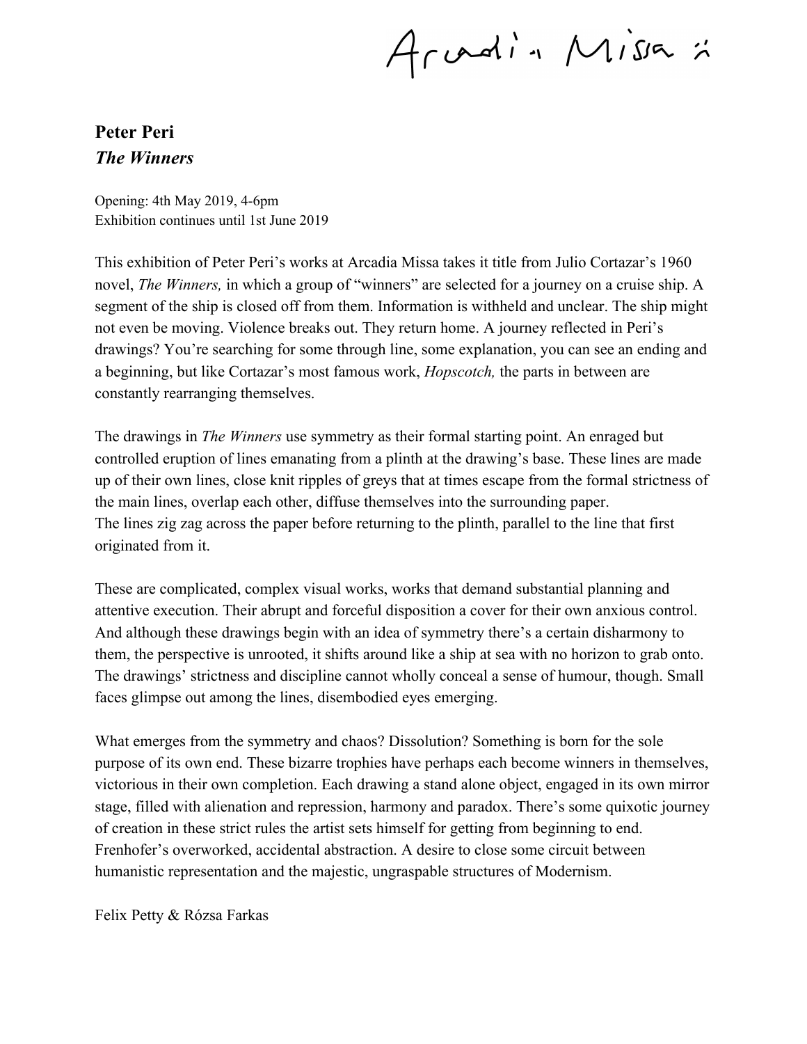Arcadia Missa

**Peter Peri**
***The Winners***

Opening: 4th May 2019, 4-6pm
Exhibition continues until 1st June 2019

This exhibition of Peter Peri's works at Arcadia Missa takes it title from Julio Cortazar's 1960 novel, *The Winners,* in which a group of "winners" are selected for a journey on a cruise ship. A segment of the ship is closed off from them. Information is withheld and unclear. The ship might not even be moving. Violence breaks out. They return home. A journey reflected in Peri's drawings? You're searching for some through line, some explanation, you can see an ending and a beginning, but like Cortazar's most famous work, *Hopscotch,* the parts in between are constantly rearranging themselves.

The drawings in *The Winners* use symmetry as their formal starting point. An enraged but controlled eruption of lines emanating from a plinth at the drawing's base. These lines are made up of their own lines, close knit ripples of greys that at times escape from the formal strictness of the main lines, overlap each other, diffuse themselves into the surrounding paper.
The lines zig zag across the paper before returning to the plinth, parallel to the line that first originated from it.

These are complicated, complex visual works, works that demand substantial planning and attentive execution. Their abrupt and forceful disposition a cover for their own anxious control. And although these drawings begin with an idea of symmetry there's a certain disharmony to them, the perspective is unrooted, it shifts around like a ship at sea with no horizon to grab onto. The drawings' strictness and discipline cannot wholly conceal a sense of humour, though. Small faces glimpse out among the lines, disembodied eyes emerging.

What emerges from the symmetry and chaos? Dissolution? Something is born for the sole purpose of its own end. These bizarre trophies have perhaps each become winners in themselves, victorious in their own completion. Each drawing a stand alone object, engaged in its own mirror stage, filled with alienation and repression, harmony and paradox. There's some quixotic journey of creation in these strict rules the artist sets himself for getting from beginning to end. Frenhofer's overworked, accidental abstraction. A desire to close some circuit between humanistic representation and the majestic, ungraspable structures of Modernism.

Felix Petty & Rózsa Farkas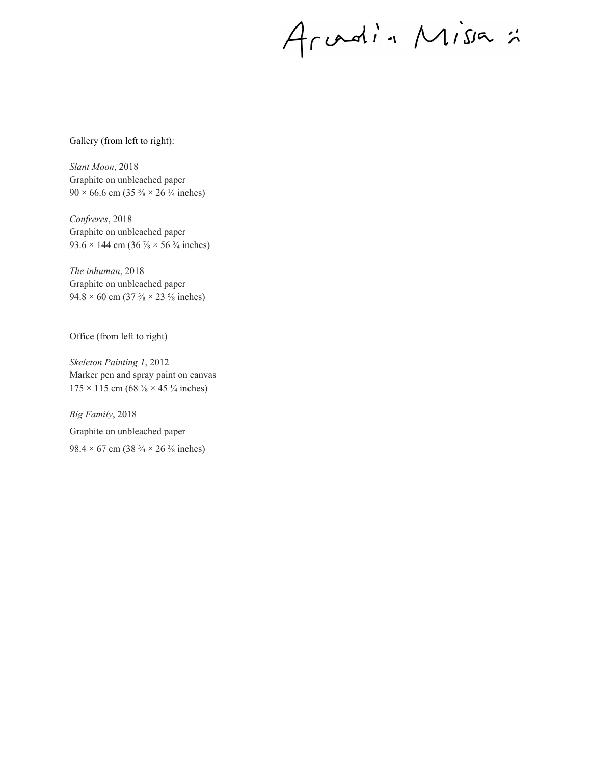Gallery (from left to right):

*Slant Moon*, 2018
Graphite on unbleached paper
90 × 66.6 cm (35 ⅜ × 26 ¼ inches)

*Confreres*, 2018
Graphite on unbleached paper
93.6 × 144 cm (36 ⅞ × 56 ¾ inches)

*The inhuman*, 2018
Graphite on unbleached paper
94.8 × 60 cm (37 ⅜ × 23 ⅝ inches)

Office (from left to right)

*Skeleton Painting 1*, 2012
Marker pen and spray paint on canvas
175 × 115 cm (68 ⅞ × 45 ¼ inches)

*Big Family*, 2018
Graphite on unbleached paper
98.4 × 67 cm (38 ¾ × 26 ⅜ inches)